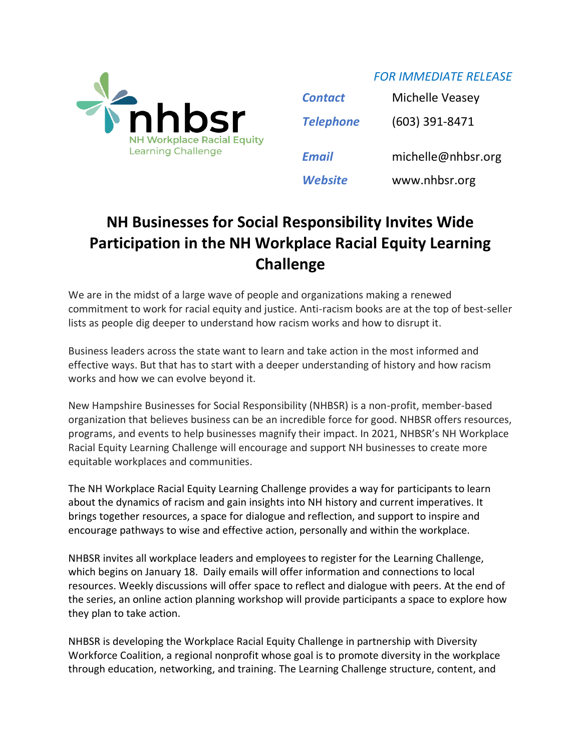nhbsr
NH Workplace Racial Equity
Learning Challenge

*FOR IMMEDIATE RELEASE*

| | |
|---|---|
| ***Contact*** | Michelle Veasey |
| ***Telephone*** | (603) 391-8471 |
| ***Email*** | michelle@nhbsr.org |
| ***Website*** | www.nhbsr.org |

# NH Businesses for Social Responsibility Invites Wide Participation in the NH Workplace Racial Equity Learning Challenge

We are in the midst of a large wave of people and organizations making a renewed commitment to work for racial equity and justice. Anti-racism books are at the top of best-seller lists as people dig deeper to understand how racism works and how to disrupt it.

Business leaders across the state want to learn and take action in the most informed and effective ways. But that has to start with a deeper understanding of history and how racism works and how we can evolve beyond it.

New Hampshire Businesses for Social Responsibility (NHBSR) is a non-profit, member-based organization that believes business can be an incredible force for good. NHBSR offers resources, programs, and events to help businesses magnify their impact. In 2021, NHBSR's NH Workplace Racial Equity Learning Challenge will encourage and support NH businesses to create more equitable workplaces and communities.

The NH Workplace Racial Equity Learning Challenge provides a way for participants to learn about the dynamics of racism and gain insights into NH history and current imperatives. It brings together resources, a space for dialogue and reflection, and support to inspire and encourage pathways to wise and effective action, personally and within the workplace.

NHBSR invites all workplace leaders and employees to register for the Learning Challenge, which begins on January 18. Daily emails will offer information and connections to local resources. Weekly discussions will offer space to reflect and dialogue with peers. At the end of the series, an online action planning workshop will provide participants a space to explore how they plan to take action.

NHBSR is developing the Workplace Racial Equity Challenge in partnership with Diversity Workforce Coalition, a regional nonprofit whose goal is to promote diversity in the workplace through education, networking, and training. The Learning Challenge structure, content, and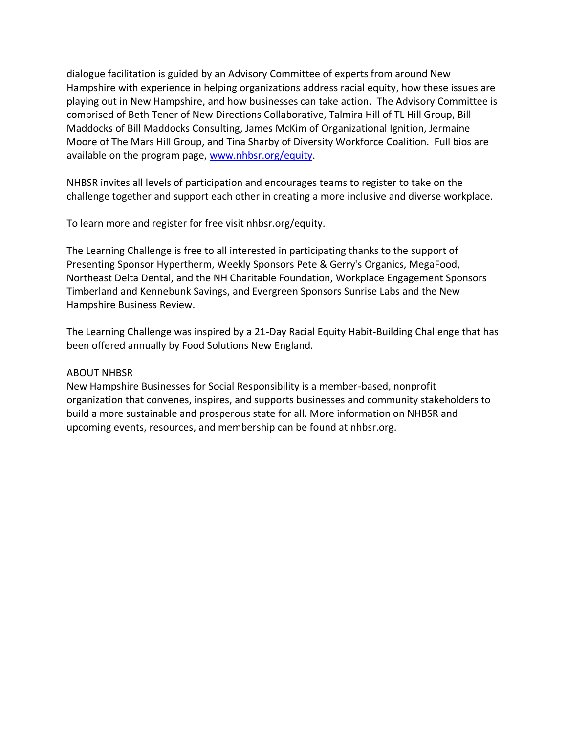dialogue facilitation is guided by an Advisory Committee of experts from around New Hampshire with experience in helping organizations address racial equity, how these issues are playing out in New Hampshire, and how businesses can take action. The Advisory Committee is comprised of Beth Tener of New Directions Collaborative, Talmira Hill of TL Hill Group, Bill Maddocks of Bill Maddocks Consulting, James McKim of Organizational Ignition, Jermaine Moore of The Mars Hill Group, and Tina Sharby of Diversity Workforce Coalition. Full bios are available on the program page, [www.nhbsr.org/equity](www.nhbsr.org/equity).

NHBSR invites all levels of participation and encourages teams to register to take on the challenge together and support each other in creating a more inclusive and diverse workplace.

To learn more and register for free visit nhbsr.org/equity.

The Learning Challenge is free to all interested in participating thanks to the support of Presenting Sponsor Hypertherm, Weekly Sponsors Pete & Gerry's Organics, MegaFood, Northeast Delta Dental, and the NH Charitable Foundation, Workplace Engagement Sponsors Timberland and Kennebunk Savings, and Evergreen Sponsors Sunrise Labs and the New Hampshire Business Review.

The Learning Challenge was inspired by a 21-Day Racial Equity Habit-Building Challenge that has been offered annually by Food Solutions New England.

ABOUT NHBSR

New Hampshire Businesses for Social Responsibility is a member-based, nonprofit organization that convenes, inspires, and supports businesses and community stakeholders to build a more sustainable and prosperous state for all. More information on NHBSR and upcoming events, resources, and membership can be found at nhbsr.org.